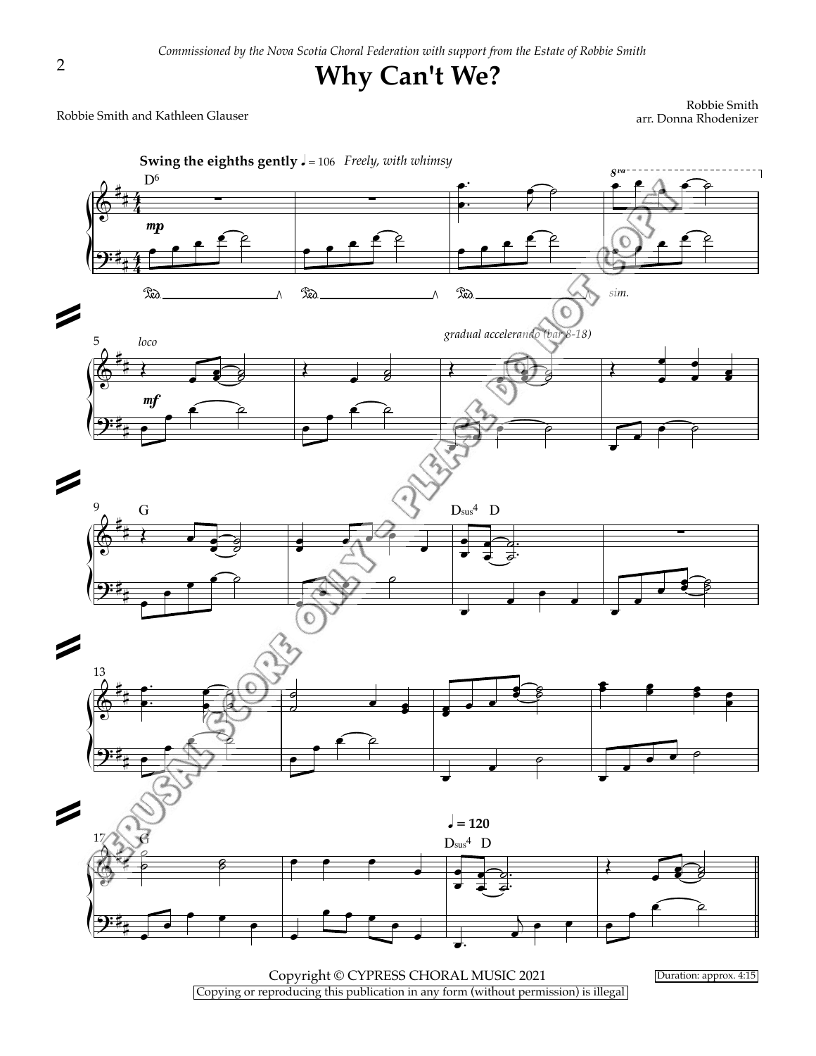*Commissioned by the Nova Scotia Choral Federation with support from the Estate of Robbie Smith*

# Why Can't We?

Robbie Smith and Kathleen Glauser

Robbie Smith
arr. Donna Rhodenizer

**Swing the eighths gently** ♩ = 106 *Freely, with whimsy*

Copyright © CYPRESS CHORAL MUSIC 2021

Copying or reproducing this publication in any form (without permission) is illegal

Duration: approx. 4:15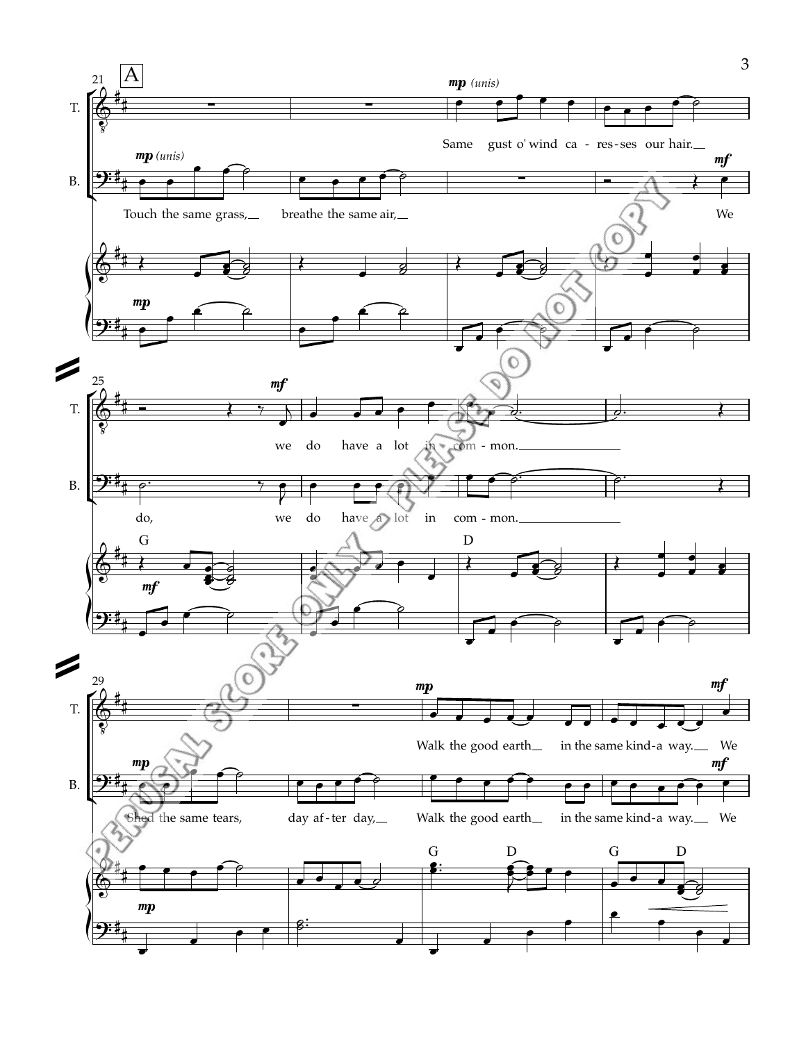**A**

T.

*mp (unis)*

Same gust o' wind ca - res - ses our hair.

B.

*mp (unis)*

Touch the same grass, breathe the same air,

*mf*

We

*mp*

T.

*mf*

we do have a lot in com - mon.

B.

do, we do have a lot in com - mon.

G

*mf*

D

T.

*mp*

Walk the good earth in the same kind-a way.

*mf*

We

B.

*mp*

Shed the same tears, day af - ter day, Walk the good earth in the same kind-a way.

*mf*

We

*mp*

G D G D

PERUSAL SCORE ONLY - PLEASE DO NOT COPY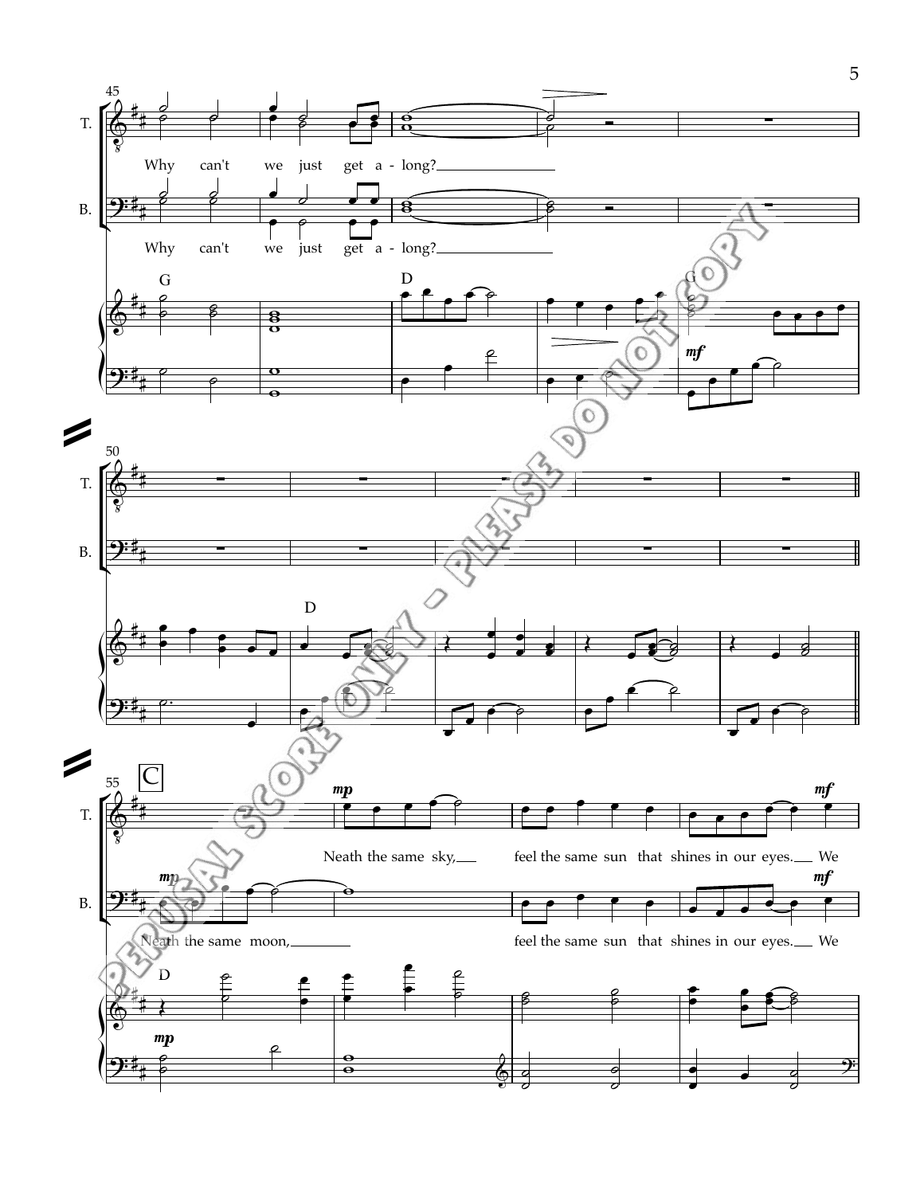Why can't we just get a - long?

Why can't we just get a - long?

Neath the same sky, feel the same sun that shines in our eyes. We

Neath the same moon, feel the same sun that shines in our eyes. We

PERUSAL SCORE ONLY - PLEASE DO NOT COPY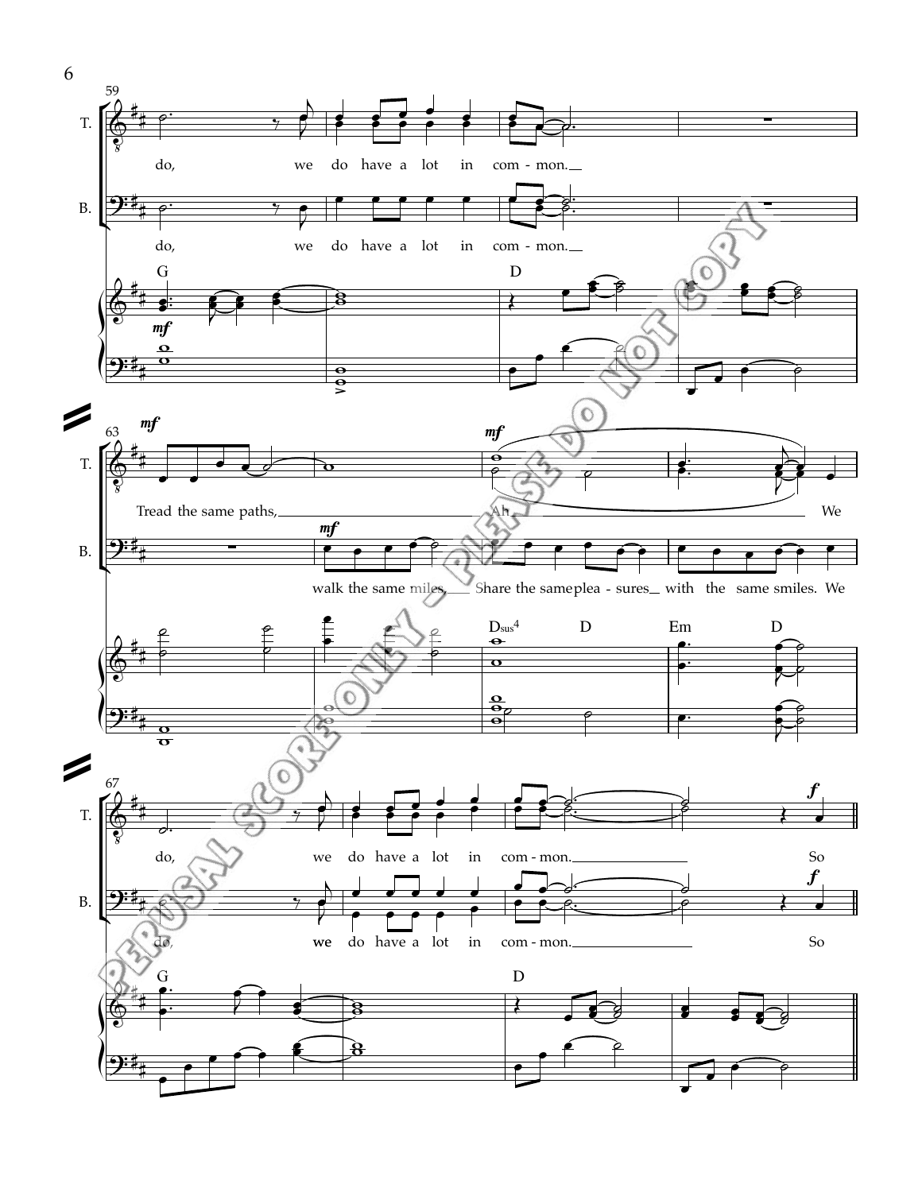59

T. do, we do have a lot in com - mon.

B. do, we do have a lot in com - mon.

G D

*mf*

63

T. *mf* Tread the same paths, *mf* Ah We

B. *mf* walk the same miles, Share the same plea - sures with the same smiles. We

Dsus4 D Em D

67

T. do, we do have a lot in com - mon. *f* So

B. do, we do have a lot in com - mon. *f* So

G D

PERUSAL SCORE ONLY – PLEASE DO NOT COPY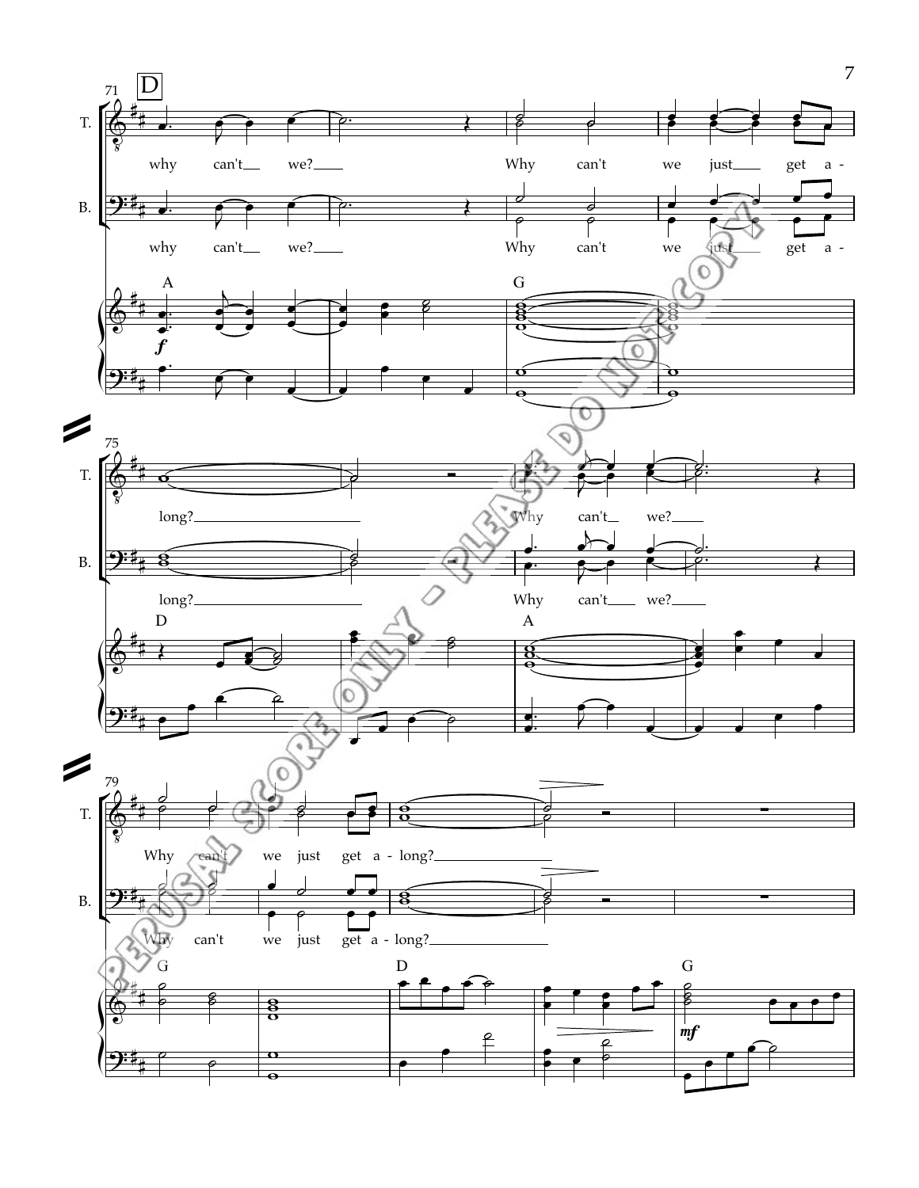D

71

T. why can't we? Why can't we just get a-

B. why can't we? Why can't we just get a-

A G

75

T. long? Why can't we?

B. long? Why can't we?

D A

79

T. Why can't we just get a-long?

B. Why can't we just get a-long?

G D G

PERUSAL SCORE ONLY - PLEASE DO NOT COPY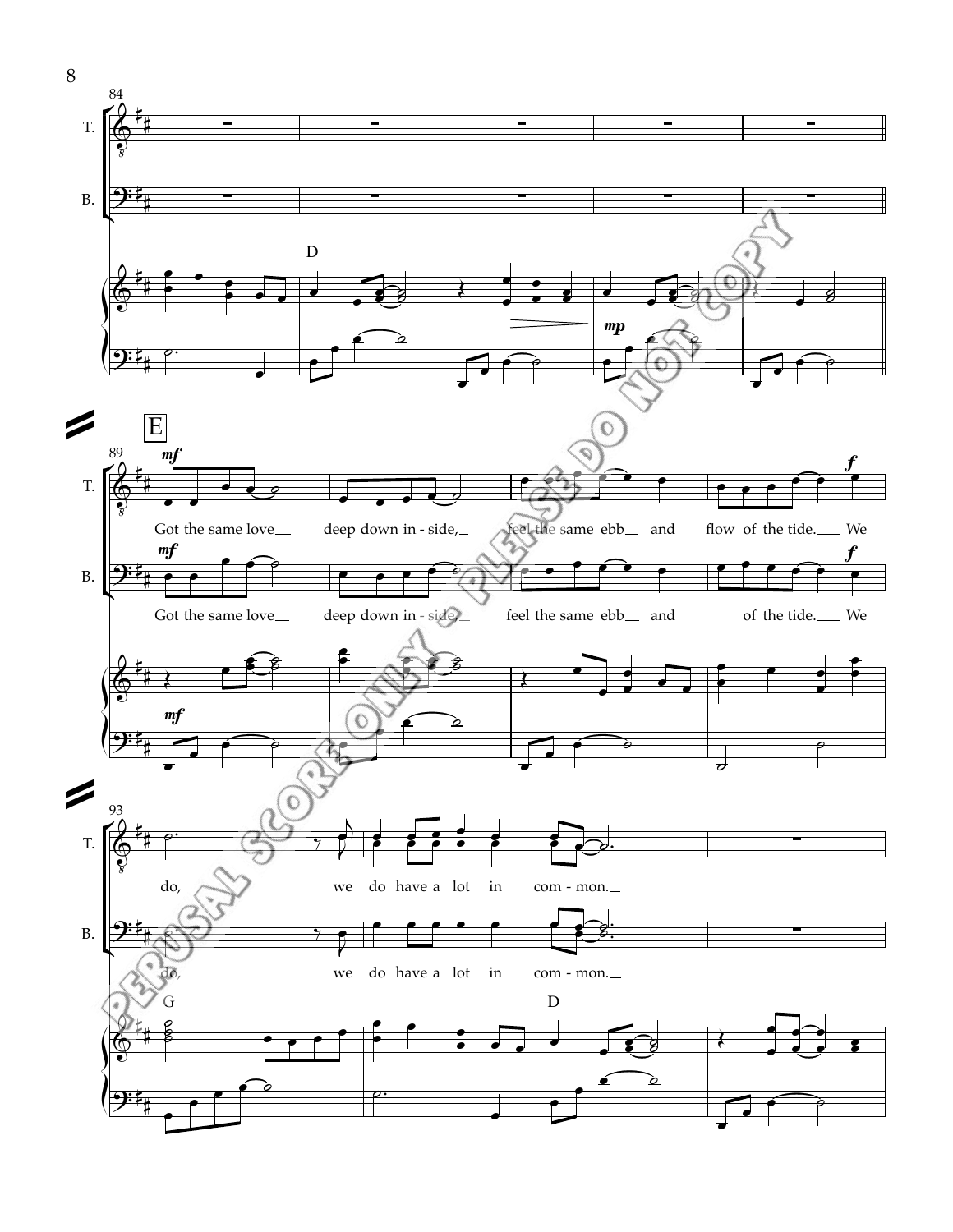84

T.

B.

D

*mp*

E

89

*mf*

Got the same love deep down in - side, feel the same ebb and flow of the tide. We

*f*

*mf*

Got the same love deep down in - side, feel the same ebb and of the tide. We

*f*

*mf*

93

do, we do have a lot in com - mon.

do, we do have a lot in com - mon.

G

D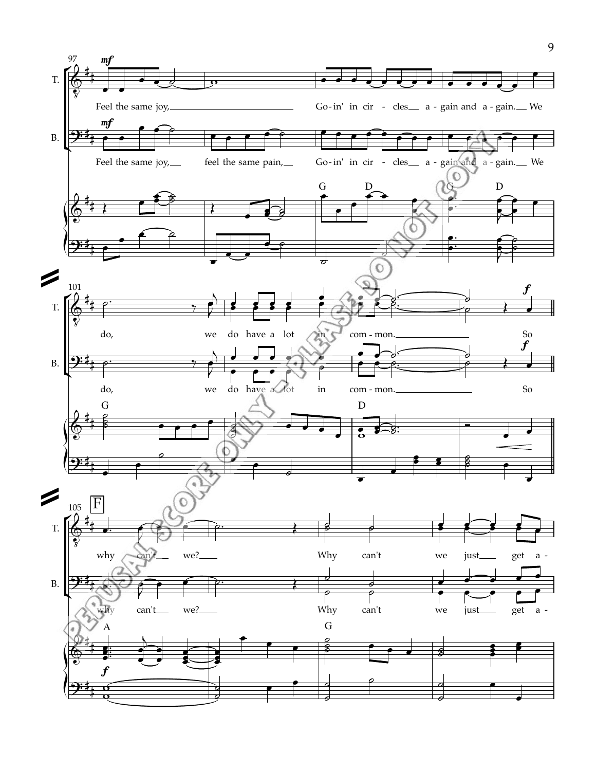97

T. *mf* Feel the same joy, Go-in' in cir - cles a - gain and a - gain. We

B. *mf* Feel the same joy, feel the same pain, Go-in' in cir - cles a - gain and a - gain. We

G D G D

101

T. do, we do have a lot in com - mon. *f* So

B. do, we do have a lot in com - mon. *f* So

G D

105 F

T. why can't we? Why can't we just get a -

B. why can't we? Why can't we just get a -

A G

*f*

PERUSAL SCORE ONLY - PLEASE DO NOT COPY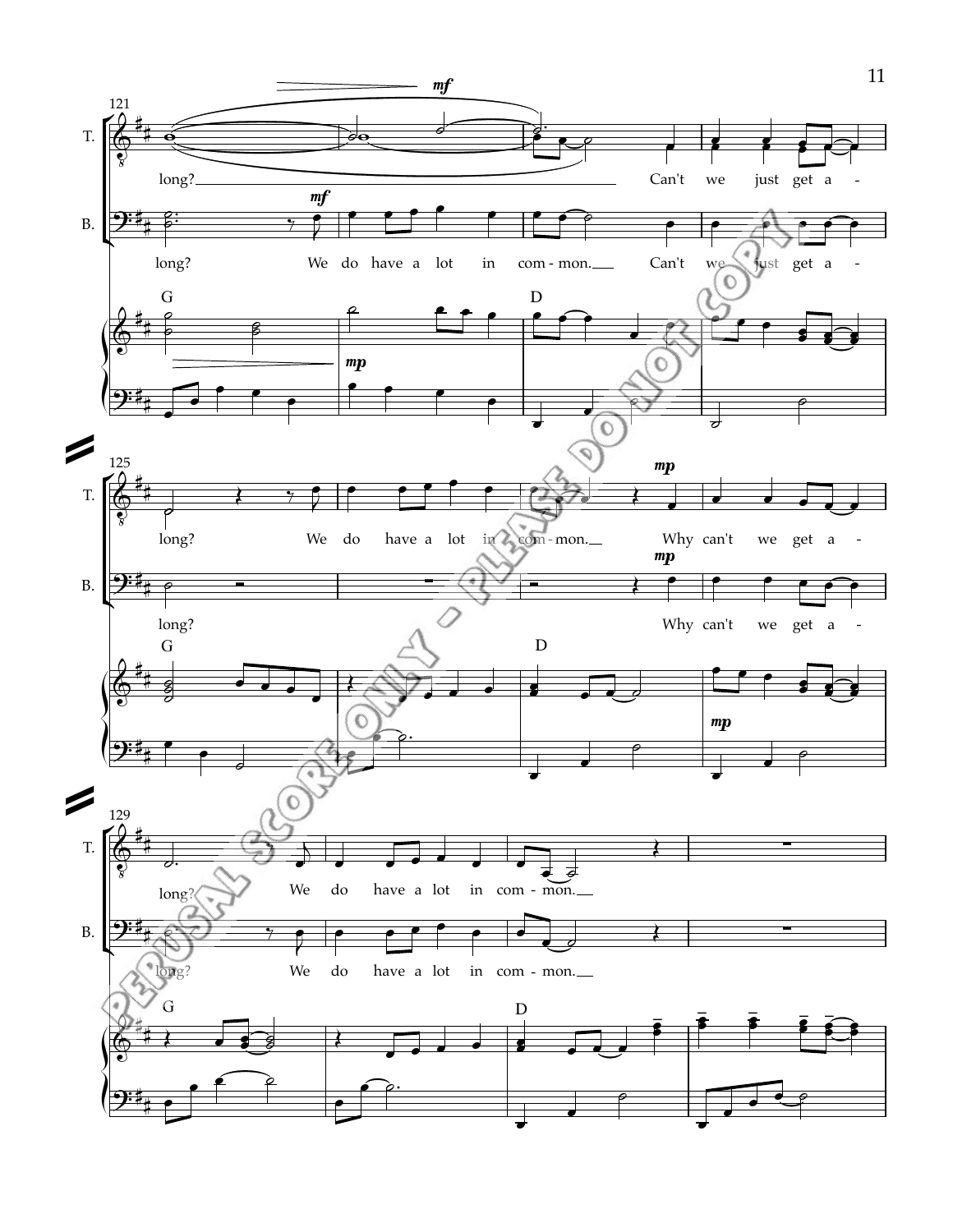121

T. long? Can't we just get a -

B. long? We do have a lot in com - mon. Can't we just get a -

G D

125

T. long? We do have a lot in com - mon. Why can't we get a -

B. long? Why can't we get a -

G D

129

T. long? We do have a lot in com - mon.

B. long? We do have a lot in com - mon.

G D

PERUSAL SCORE ONLY - PLEASE DO NOT COPY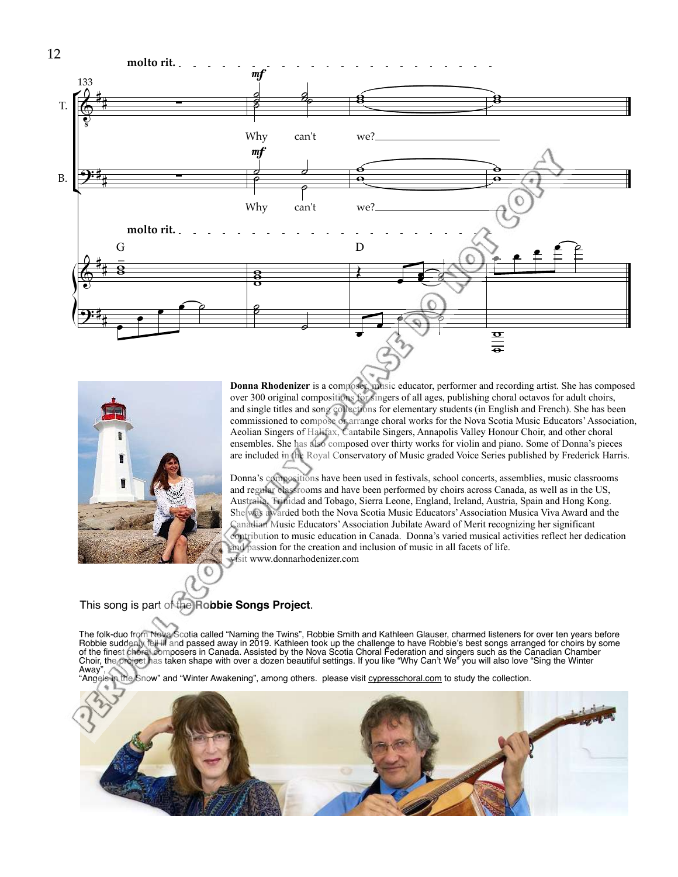**Donna Rhodenizer** is a composer, music educator, performer and recording artist. She has composed over 300 original compositions for singers of all ages, publishing choral octavos for adult choirs, and single titles and song collections for elementary students (in English and French). She has been commissioned to compose or arrange choral works for the Nova Scotia Music Educators' Association, Aeolian Singers of Halifax, Cantabile Singers, Annapolis Valley Honour Choir, and other choral ensembles. She has also composed over thirty works for violin and piano. Some of Donna's pieces are included in the Royal Conservatory of Music graded Voice Series published by Frederick Harris.

Donna's compositions have been used in festivals, school concerts, assemblies, music classrooms and regular classrooms and have been performed by choirs across Canada, as well as in the US, Australia, Trinidad and Tobago, Sierra Leone, England, Ireland, Austria, Spain and Hong Kong. She was awarded both the Nova Scotia Music Educators' Association Musica Viva Award and the Canadian Music Educators' Association Jubilate Award of Merit recognizing her significant contribution to music education in Canada. Donna's varied musical activities reflect her dedication and passion for the creation and inclusion of music in all facets of life.
visit www.donnarhodenizer.com

This song is part of the **Robbie Songs Project**.

The folk-duo from Nova Scotia called "Naming the Twins", Robbie Smith and Kathleen Glauser, charmed listeners for over ten years before Robbie suddenly fell ill and passed away in 2019. Kathleen took up the challenge to have Robbie's best songs arranged for choirs by some of the finest choral composers in Canada. Assisted by the Nova Scotia Choral Federation and singers such as the Canadian Chamber Choir, the project has taken shape with over a dozen beautiful settings. If you like "Why Can't We" you will also love "Sing the Winter Away",
"Angels in the Snow" and "Winter Awakening", among others. please visit cypresschoral.com to study the collection.